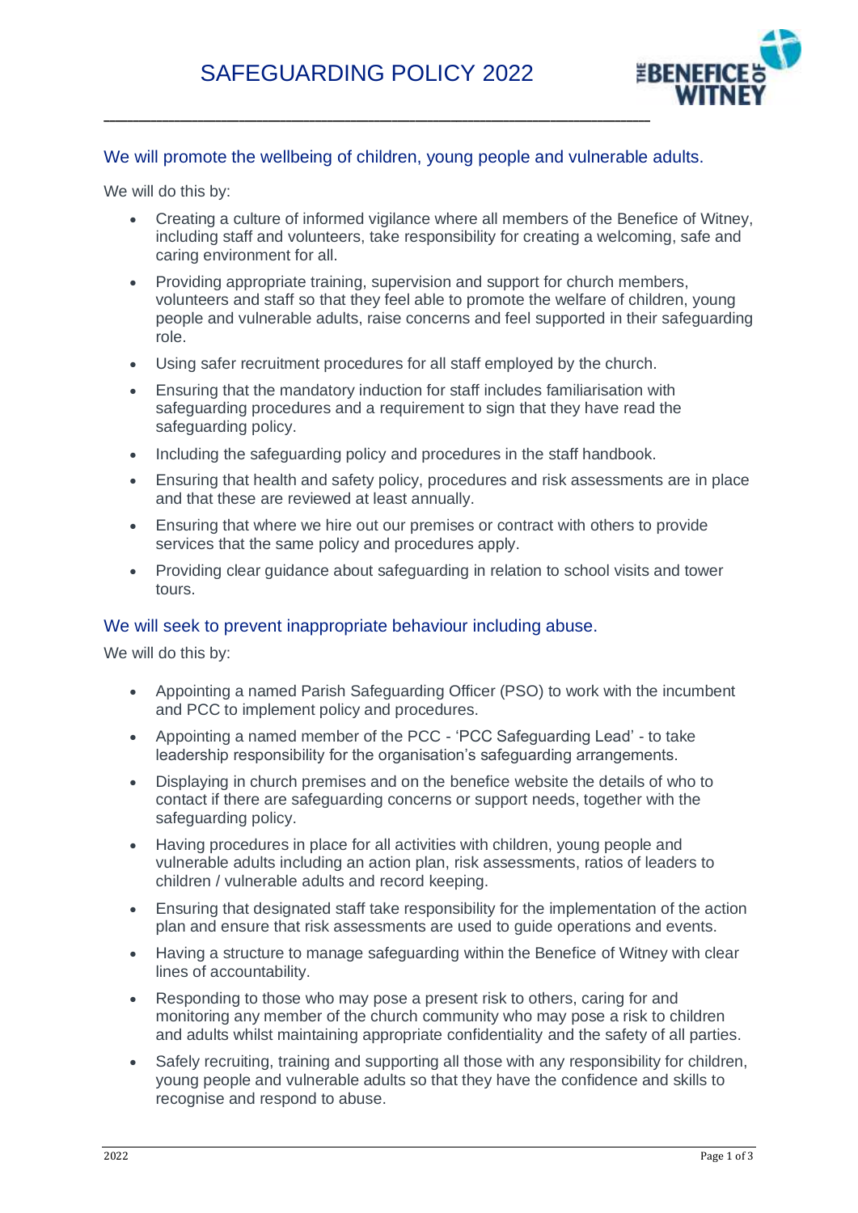# SAFEGUARDING POLICY 2022

## We will promote the wellbeing of children, young people and vulnerable adults.

We will do this by:

- Creating a culture of informed vigilance where all members of the Benefice of Witney, including staff and volunteers, take responsibility for creating a welcoming, safe and caring environment for all.
- Providing appropriate training, supervision and support for church members, volunteers and staff so that they feel able to promote the welfare of children, young people and vulnerable adults, raise concerns and feel supported in their safeguarding role.
- Using safer recruitment procedures for all staff employed by the church.
- Ensuring that the mandatory induction for staff includes familiarisation with safeguarding procedures and a requirement to sign that they have read the safeguarding policy.
- Including the safeguarding policy and procedures in the staff handbook.
- Ensuring that health and safety policy, procedures and risk assessments are in place and that these are reviewed at least annually.
- Ensuring that where we hire out our premises or contract with others to provide services that the same policy and procedures apply.
- Providing clear guidance about safeguarding in relation to school visits and tower tours.

## We will seek to prevent inappropriate behaviour including abuse.

We will do this by:

- Appointing a named Parish Safeguarding Officer (PSO) to work with the incumbent and PCC to implement policy and procedures.
- Appointing a named member of the PCC - 'PCC Safeguarding Lead' - to take leadership responsibility for the organisation's safeguarding arrangements.
- Displaying in church premises and on the benefice website the details of who to contact if there are safeguarding concerns or support needs, together with the safeguarding policy.
- Having procedures in place for all activities with children, young people and vulnerable adults including an action plan, risk assessments, ratios of leaders to children / vulnerable adults and record keeping.
- Ensuring that designated staff take responsibility for the implementation of the action plan and ensure that risk assessments are used to guide operations and events.
- Having a structure to manage safeguarding within the Benefice of Witney with clear lines of accountability.
- Responding to those who may pose a present risk to others, caring for and monitoring any member of the church community who may pose a risk to children and adults whilst maintaining appropriate confidentiality and the safety of all parties.
- Safely recruiting, training and supporting all those with any responsibility for children, young people and vulnerable adults so that they have the confidence and skills to recognise and respond to abuse.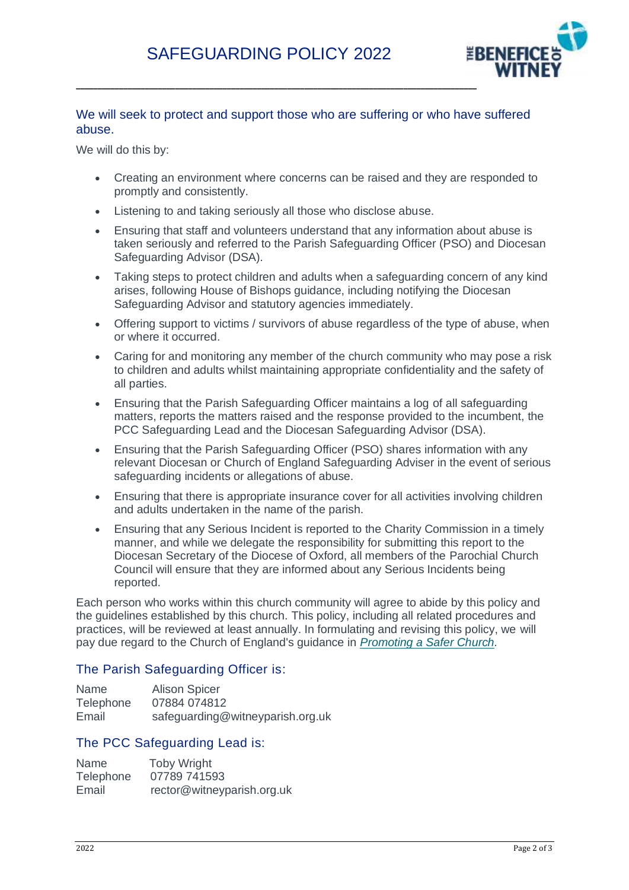We will seek to protect and support those who are suffering or who have suffered abuse.

We will do this by:

- Creating an environment where concerns can be raised and they are responded to promptly and consistently.
- Listening to and taking seriously all those who disclose abuse.
- Ensuring that staff and volunteers understand that any information about abuse is taken seriously and referred to the Parish Safeguarding Officer (PSO) and Diocesan Safeguarding Advisor (DSA).
- Taking steps to protect children and adults when a safeguarding concern of any kind arises, following House of Bishops guidance, including notifying the Diocesan Safeguarding Advisor and statutory agencies immediately.
- Offering support to victims / survivors of abuse regardless of the type of abuse, when or where it occurred.
- Caring for and monitoring any member of the church community who may pose a risk to children and adults whilst maintaining appropriate confidentiality and the safety of all parties.
- Ensuring that the Parish Safeguarding Officer maintains a log of all safeguarding matters, reports the matters raised and the response provided to the incumbent, the PCC Safeguarding Lead and the Diocesan Safeguarding Advisor (DSA).
- Ensuring that the Parish Safeguarding Officer (PSO) shares information with any relevant Diocesan or Church of England Safeguarding Adviser in the event of serious safeguarding incidents or allegations of abuse.
- Ensuring that there is appropriate insurance cover for all activities involving children and adults undertaken in the name of the parish.
- Ensuring that any Serious Incident is reported to the Charity Commission in a timely manner, and while we delegate the responsibility for submitting this report to the Diocesan Secretary of the Diocese of Oxford, all members of the Parochial Church Council will ensure that they are informed about any Serious Incidents being reported.

Each person who works within this church community will agree to abide by this policy and the guidelines established by this church. This policy, including all related procedures and practices, will be reviewed at least annually. In formulating and revising this policy, we will pay due regard to the Church of England's guidance in *Promoting a Safer Church*.

## The Parish Safeguarding Officer is:

Name Alison Spicer
Telephone 07884 074812
Email safeguarding@witneyparish.org.uk

## The PCC Safeguarding Lead is:

Name Toby Wright
Telephone 07789 741593
Email rector@witneyparish.org.uk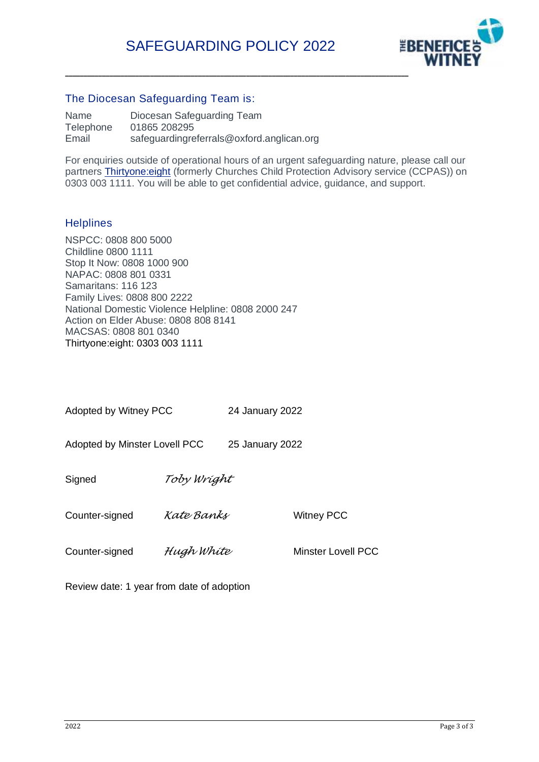## The Diocesan Safeguarding Team is:

| | |
|---|---|
| Name | Diocesan Safeguarding Team |
| Telephone | 01865 208295 |
| Email | safeguardingreferrals@oxford.anglican.org |

For enquiries outside of operational hours of an urgent safeguarding nature, please call our partners Thirtyone:eight (formerly Churches Child Protection Advisory service (CCPAS)) on 0303 003 1111. You will be able to get confidential advice, guidance, and support.

## Helplines

NSPCC: 0808 800 5000
Childline 0800 1111
Stop It Now: 0808 1000 900
NAPAC: 0808 801 0331
Samaritans: 116 123
Family Lives: 0808 800 2222
National Domestic Violence Helpline: 0808 2000 247
Action on Elder Abuse: 0808 808 8141
MACSAS: 0808 801 0340
Thirtyone:eight: 0303 003 1111

| | | |
|---|---|---|
| Adopted by Witney PCC | 24 January 2022 | |
| Adopted by Minster Lovell PCC | 25 January 2022 | |
| Signed | *Toby Wright* | |
| Counter-signed | *Kate Banks* | Witney PCC |
| Counter-signed | *Hugh White* | Minster Lovell PCC |

Review date: 1 year from date of adoption